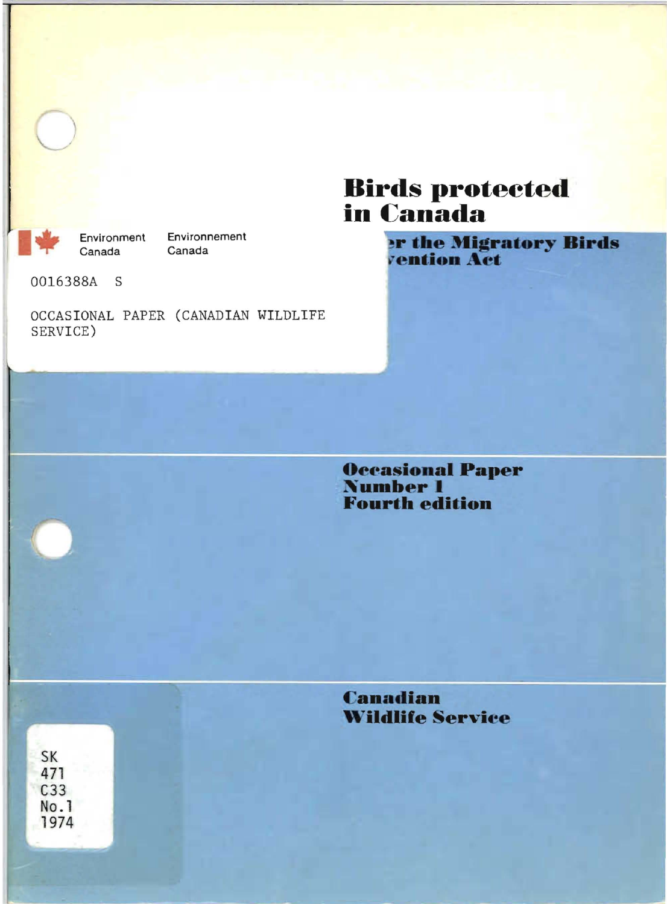# Birds protected in Canada

## ...r the Migratory Birds ...vention Act

Environment Canada Environnement Canada

0016388A S

OCCASIONAL PAPER (CANADIAN WILDLIFE SERVICE)

**Occasional Paper Number 1 Fourth edition**

**Canadian Wildlife Service**

SK
471
C33
No.1
1974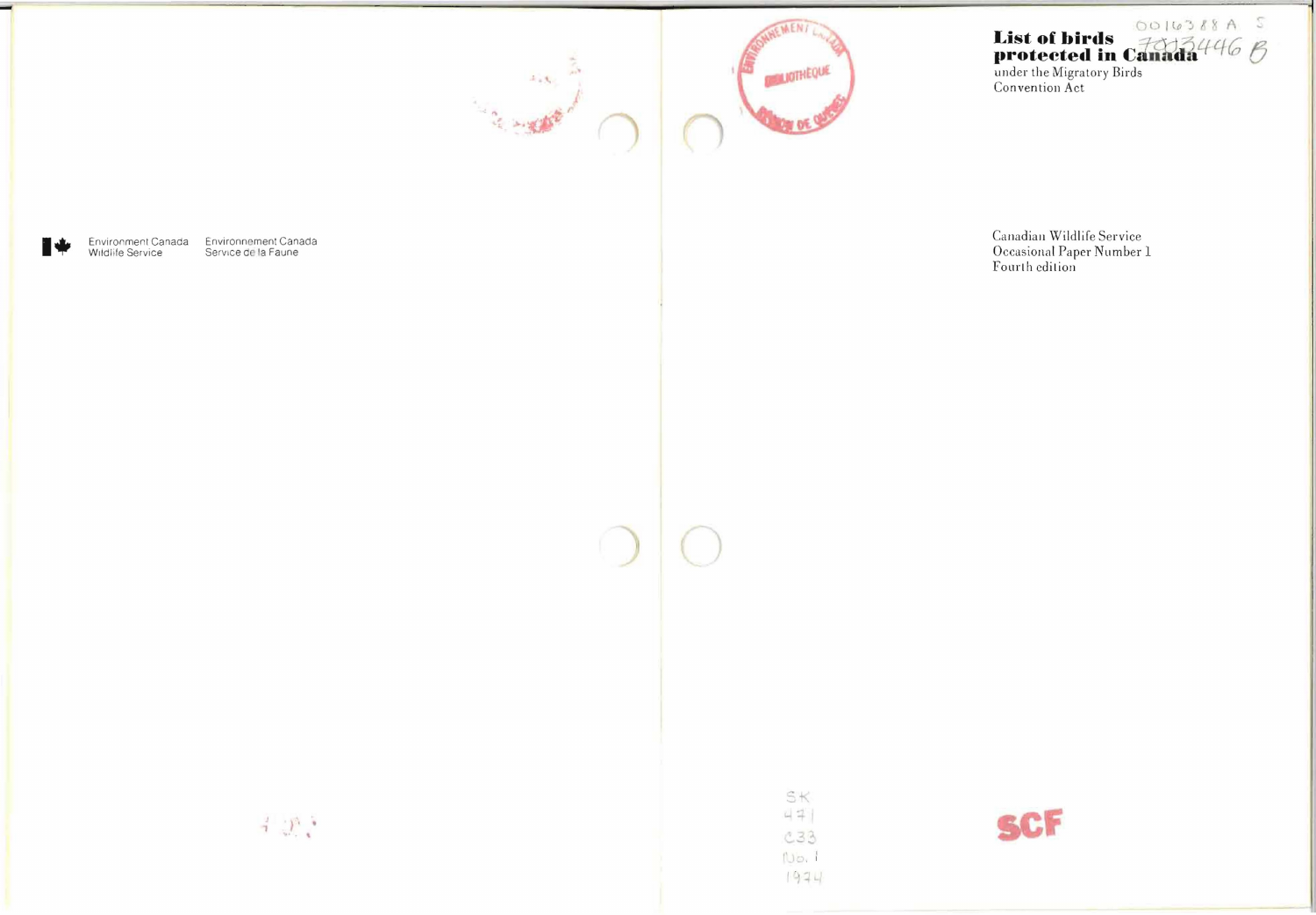Environment Canada Wildlife Service

Environnement Canada Service de la Faune

# List of birds protected in Canada

under the Migratory Birds Convention Act

Canadian Wildlife Service
Occasional Paper Number 1
Fourth edition

SCF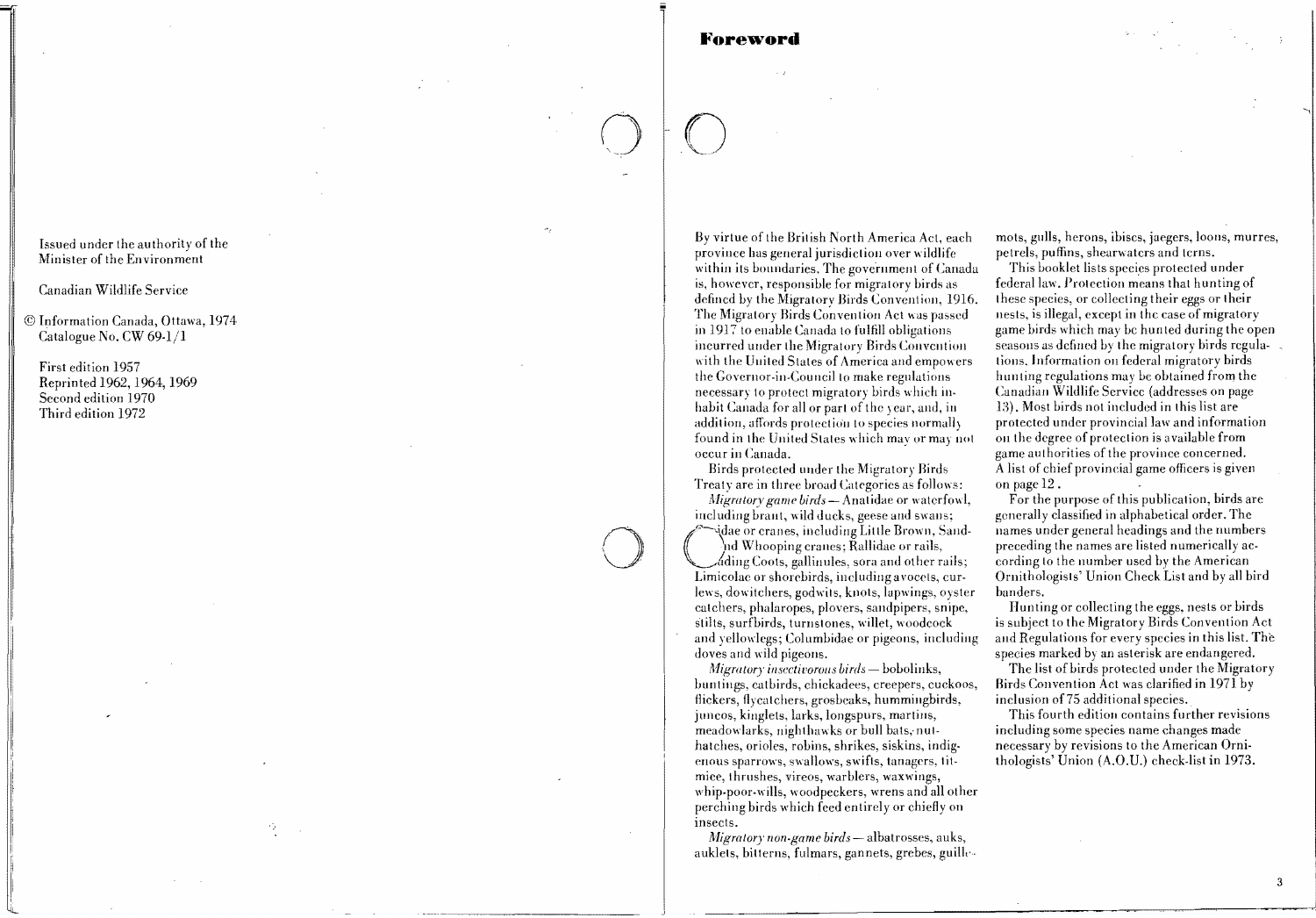Issued under the authority of the Minister of the Environment

Canadian Wildlife Service

© Information Canada, Ottawa, 1974
Catalogue No. CW 69-1/1

First edition 1957
Reprinted 1962, 1964, 1969
Second edition 1970
Third edition 1972

# Foreword

By virtue of the British North America Act, each province has general jurisdiction over wildlife within its boundaries. The government of Canada is, however, responsible for migratory birds as defined by the Migratory Birds Convention, 1916. The Migratory Birds Convention Act was passed in 1917 to enable Canada to fulfill obligations incurred under the Migratory Birds Convention with the United States of America and empowers the Governor-in-Council to make regulations necessary to protect migratory birds which inhabit Canada for all or part of the year, and, in addition, affords protection to species normally found in the United States which may or may not occur in Canada.

Birds protected under the Migratory Birds Treaty are in three broad Categories as follows:

*Migratory game birds* — Anatidae or waterfowl, including brant, wild ducks, geese and swans; Gruidae or cranes, including Little Brown, Sandhill and Whooping cranes; Rallidae or rails, including Coots, gallinules, sora and other rails; Limicolae or shorebirds, including avocets, curlews, dowitchers, godwits, knots, lapwings, oyster catchers, phalaropes, plovers, sandpipers, snipe, stilts, surfbirds, turnstones, willet, woodcock and yellowlegs; Columbidae or pigeons, including doves and wild pigeons.

*Migratory insectivorous birds* — bobolinks, buntings, catbirds, chickadees, creepers, cuckoos, flickers, flycatchers, grosbeaks, hummingbirds, juncos, kinglets, larks, longspurs, martins, meadowlarks, nighthawks or bull bats, nuthatches, orioles, robins, shrikes, siskins, indigenous sparrows, swallows, swifts, tanagers, titmice, thrushes, vireos, warblers, waxwings, whip-poor-wills, woodpeckers, wrens and all other perching birds which feed entirely or chiefly on insects.

*Migratory non-game birds* — albatrosses, auks, auklets, bitterns, fulmars, gannets, grebes, guillemots, gulls, herons, ibises, jaegers, loons, murres, petrels, puffins, shearwaters and terns.

This booklet lists species protected under federal law. Protection means that hunting of these species, or collecting their eggs or their nests, is illegal, except in the case of migratory game birds which may be hunted during the open seasons as defined by the migratory birds regulations. Information on federal migratory birds hunting regulations may be obtained from the Canadian Wildlife Service (addresses on page 13). Most birds not included in this list are protected under provincial law and information on the degree of protection is available from game authorities of the province concerned. A list of chief provincial game officers is given on page 12.

For the purpose of this publication, birds are generally classified in alphabetical order. The names under general headings and the numbers preceding the names are listed numerically according to the number used by the American Ornithologists' Union Check List and by all bird banders.

Hunting or collecting the eggs, nests or birds is subject to the Migratory Birds Convention Act and Regulations for every species in this list. The species marked by an asterisk are endangered.

The list of birds protected under the Migratory Birds Convention Act was clarified in 1971 by inclusion of 75 additional species.

This fourth edition contains further revisions including some species name changes made necessary by revisions to the American Ornithologists' Union (A.O.U.) check-list in 1973.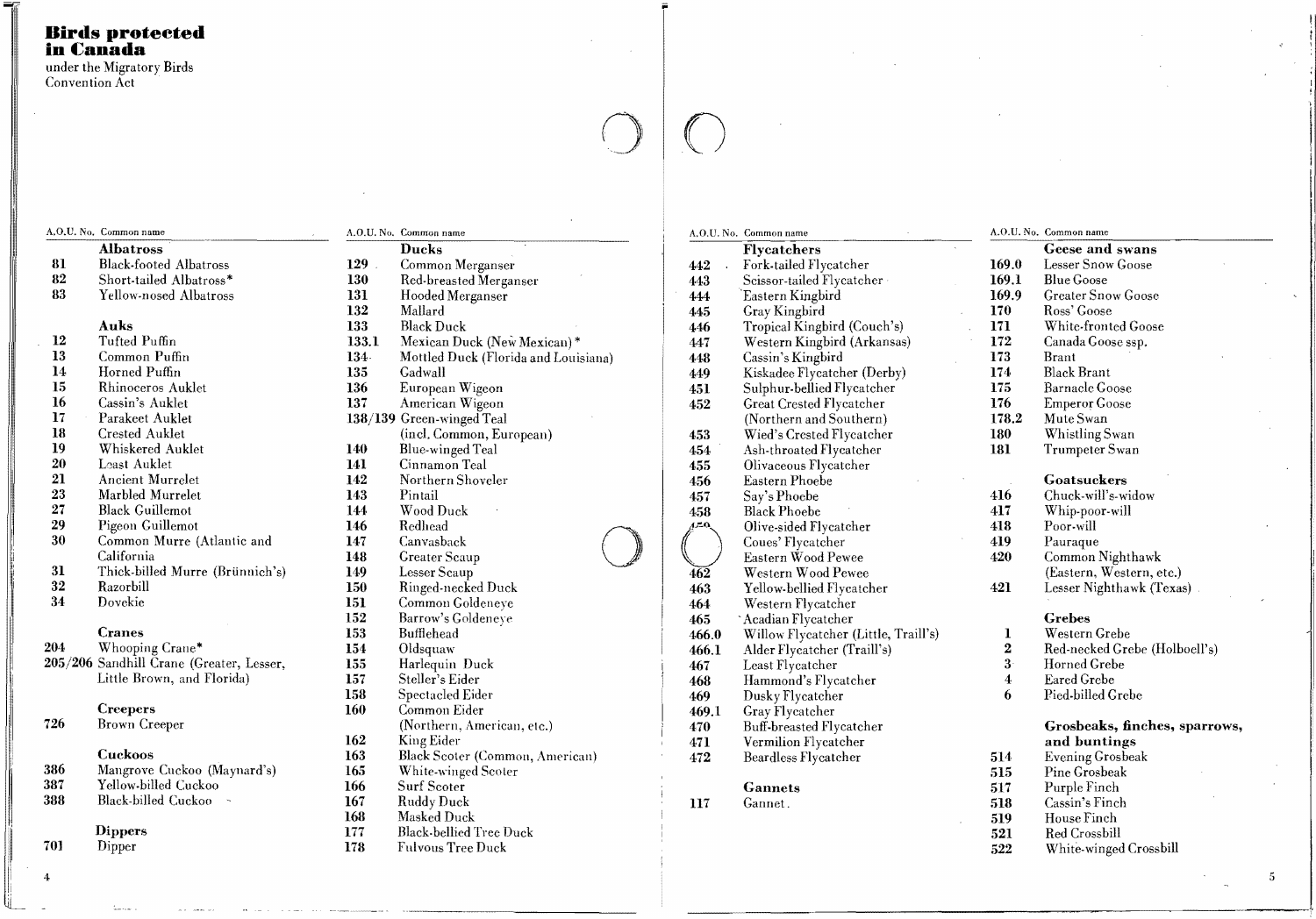# Birds protected in Canada

under the Migratory Birds Convention Act

| A.O.U. No. | Common name |
|---|---|
| | **Albatross** |
| 81 | Black-footed Albatross |
| 82 | Short-tailed Albatross* |
| 83 | Yellow-nosed Albatross |
| | **Auks** |
| 12 | Tufted Puffin |
| 13 | Common Puffin |
| 14 | Horned Puffin |
| 15 | Rhinoceros Auklet |
| 16 | Cassin's Auklet |
| 17 | Parakeet Auklet |
| 18 | Crested Auklet |
| 19 | Whiskered Auklet |
| 20 | Least Auklet |
| 21 | Ancient Murrelet |
| 23 | Marbled Murrelet |
| 27 | Black Guillemot |
| 29 | Pigeon Guillemot |
| 30 | Common Murre (Atlantic and California |
| 31 | Thick-billed Murre (Brünnich's) |
| 32 | Razorbill |
| 34 | Dovekie |
| | **Cranes** |
| 204 | Whooping Crane* |
| 205/206 | Sandhill Crane (Greater, Lesser, Little Brown, and Florida) |
| | **Creepers** |
| 726 | Brown Creeper |
| | **Cuckoos** |
| 386 | Mangrove Cuckoo (Maynard's) |
| 387 | Yellow-billed Cuckoo |
| 388 | Black-billed Cuckoo |
| | **Dippers** |
| 701 | Dipper |

| A.O.U. No. | Common name |
|---|---|
| | **Ducks** |
| 129 | Common Merganser |
| 130 | Red-breasted Merganser |
| 131 | Hooded Merganser |
| 132 | Mallard |
| 133 | Black Duck |
| 133.1 | Mexican Duck (New Mexican)* |
| 134 | Mottled Duck (Florida and Louisiana) |
| 135 | Gadwall |
| 136 | European Wigeon |
| 137 | American Wigeon |
| 138/139 | Green-winged Teal (incl. Common, European) |
| 140 | Blue-winged Teal |
| 141 | Cinnamon Teal |
| 142 | Northern Shoveler |
| 143 | Pintail |
| 144 | Wood Duck |
| 146 | Redhead |
| 147 | Canvasback |
| 148 | Greater Scaup |
| 149 | Lesser Scaup |
| 150 | Ringed-necked Duck |
| 151 | Common Goldeneye |
| 152 | Barrow's Goldeneye |
| 153 | Bufflehead |
| 154 | Oldsquaw |
| 155 | Harlequin Duck |
| 157 | Steller's Eider |
| 158 | Spectacled Eider |
| 160 | Common Eider (Northern, American, etc.) |
| 162 | King Eider |
| 163 | Black Scoter (Common, American) |
| 165 | White-winged Scoter |
| 166 | Surf Scoter |
| 167 | Ruddy Duck |
| 168 | Masked Duck |
| 177 | Black-bellied Tree Duck |
| 178 | Fulvous Tree Duck |

| A.O.U. No. | Common name |
|---|---|
| | **Flycatchers** |
| 442 | Fork-tailed Flycatcher |
| 443 | Scissor-tailed Flycatcher |
| 444 | Eastern Kingbird |
| 445 | Gray Kingbird |
| 446 | Tropical Kingbird (Couch's) |
| 447 | Western Kingbird (Arkansas) |
| 448 | Cassin's Kingbird |
| 449 | Kiskadee Flycatcher (Derby) |
| 451 | Sulphur-bellied Flycatcher |
| 452 | Great Crested Flycatcher (Northern and Southern) |
| 453 | Wied's Crested Flycatcher |
| 454 | Ash-throated Flycatcher |
| 455 | Olivaceous Flycatcher |
| 456 | Eastern Phoebe |
| 457 | Say's Phoebe |
| 458 | Black Phoebe |
| 459 | Olive-sided Flycatcher |
| | Coues' Flycatcher |
| | Eastern Wood Pewee |
| 462 | Western Wood Pewee |
| 463 | Yellow-bellied Flycatcher |
| 464 | Western Flycatcher |
| 465 | Acadian Flycatcher |
| 466.0 | Willow Flycatcher (Little, Traill's) |
| 466.1 | Alder Flycatcher (Traill's) |
| 467 | Least Flycatcher |
| 468 | Hammond's Flycatcher |
| 469 | Dusky Flycatcher |
| 469.1 | Gray Flycatcher |
| 470 | Buff-breasted Flycatcher |
| 471 | Vermilion Flycatcher |
| 472 | Beardless Flycatcher |
| | **Gannets** |
| 117 | Gannet |

| A.O.U. No. | Common name |
|---|---|
| | **Geese and swans** |
| 169.0 | Lesser Snow Goose |
| 169.1 | Blue Goose |
| 169.9 | Greater Snow Goose |
| 170 | Ross' Goose |
| 171 | White-fronted Goose |
| 172 | Canada Goose ssp. |
| 173 | Brant |
| 174 | Black Brant |
| 175 | Barnacle Goose |
| 176 | Emperor Goose |
| 178.2 | Mute Swan |
| 180 | Whistling Swan |
| 181 | Trumpeter Swan |
| | **Goatsuckers** |
| 416 | Chuck-will's-widow |
| 417 | Whip-poor-will |
| 418 | Poor-will |
| 419 | Pauraque |
| 420 | Common Nighthawk (Eastern, Western, etc.) |
| 421 | Lesser Nighthawk (Texas) |
| | **Grebes** |
| 1 | Western Grebe |
| 2 | Red-necked Grebe (Holboell's) |
| 3 | Horned Grebe |
| 4 | Eared Grebe |
| 6 | Pied-billed Grebe |
| | **Grosbeaks, finches, sparrows, and buntings** |
| 514 | Evening Grosbeak |
| 515 | Pine Grosbeak |
| 517 | Purple Finch |
| 518 | Cassin's Finch |
| 519 | House Finch |
| 521 | Red Crossbill |
| 522 | White-winged Crossbill |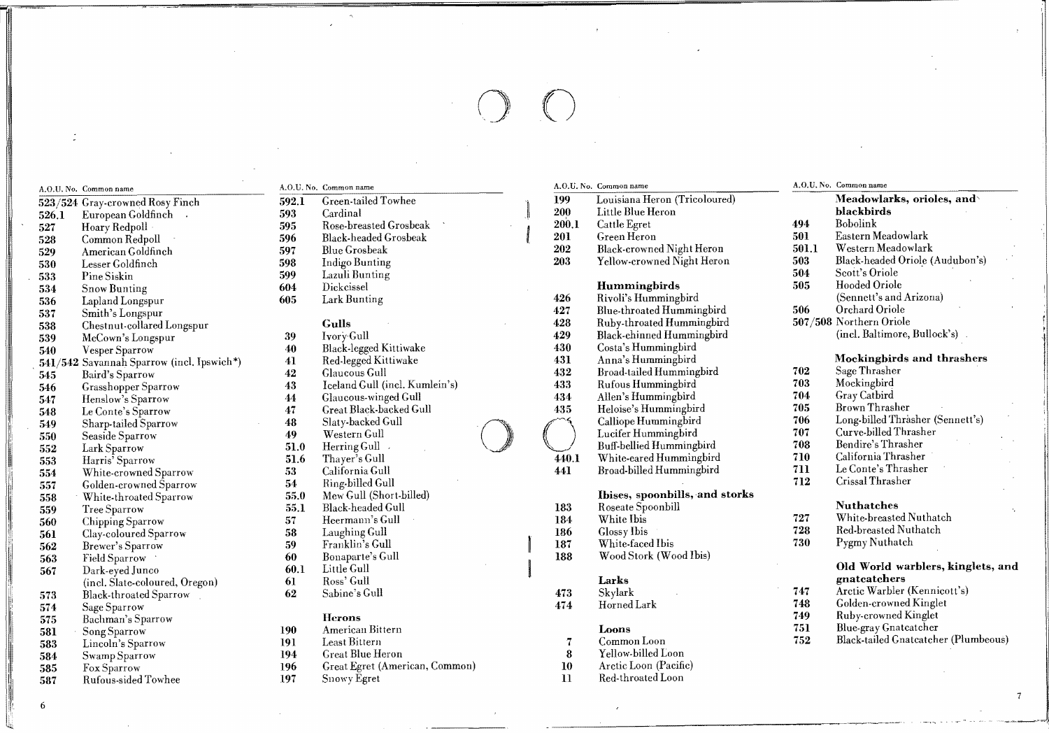| A.O.U. No. | Common name |
|---|---|
| 523/524 | Gray-crowned Rosy Finch |
| 526.1 | European Goldfinch |
| 527 | Hoary Redpoll |
| 528 | Common Redpoll |
| 529 | American Goldfinch |
| 530 | Lesser Goldfinch |
| 533 | Pine Siskin |
| 534 | Snow Bunting |
| 536 | Lapland Longspur |
| 537 | Smith's Longspur |
| 538 | Chestnut-collared Longspur |
| 539 | McCown's Longspur |
| 540 | Vesper Sparrow |
| 541/542 | Savannah Sparrow (incl. Ipswich*) |
| 545 | Baird's Sparrow |
| 546 | Grasshopper Sparrow |
| 547 | Henslow's Sparrow |
| 548 | Le Conte's Sparrow |
| 549 | Sharp-tailed Sparrow |
| 550 | Seaside Sparrow |
| 552 | Lark Sparrow |
| 553 | Harris' Sparrow |
| 554 | White-crowned Sparrow |
| 557 | Golden-crowned Sparrow |
| 558 | White-throated Sparrow |
| 559 | Tree Sparrow |
| 560 | Chipping Sparrow |
| 561 | Clay-coloured Sparrow |
| 562 | Brewer's Sparrow |
| 563 | Field Sparrow |
| 567 | Dark-eyed Junco (incl. Slate-coloured, Oregon) |
| 573 | Black-throated Sparrow |
| 574 | Sage Sparrow |
| 575 | Bachman's Sparrow |
| 581 | Song Sparrow |
| 583 | Lincoln's Sparrow |
| 584 | Swamp Sparrow |
| 585 | Fox Sparrow |
| 587 | Rufous-sided Towhee |

| A.O.U. No. | Common name |
|---|---|
| 592.1 | Green-tailed Towhee |
| 593 | Cardinal |
| 595 | Rose-breasted Grosbeak |
| 596 | Black-headed Grosbeak |
| 597 | Blue Grosbeak |
| 598 | Indigo Bunting |
| 599 | Lazuli Bunting |
| 604 | Dickcissel |
| 605 | Lark Bunting |

**Gulls**

| A.O.U. No. | Common name |
|---|---|
| 39 | Ivory Gull |
| 40 | Black-legged Kittiwake |
| 41 | Red-legged Kittiwake |
| 42 | Glaucous Gull |
| 43 | Iceland Gull (incl. Kumlein's) |
| 44 | Glaucous-winged Gull |
| 47 | Great Black-backed Gull |
| 48 | Slaty-backed Gull |
| 49 | Western Gull |
| 51.0 | Herring Gull |
| 51.6 | Thayer's Gull |
| 53 | California Gull |
| 54 | Ring-billed Gull |
| 55.0 | Mew Gull (Short-billed) |
| 55.1 | Black-headed Gull |
| 57 | Heermann's Gull |
| 58 | Laughing Gull |
| 59 | Franklin's Gull |
| 60 | Bonaparte's Gull |
| 60.1 | Little Gull |
| 61 | Ross' Gull |
| 62 | Sabine's Gull |

**Herons**

| A.O.U. No. | Common name |
|---|---|
| 190 | American Bittern |
| 191 | Least Bittern |
| 194 | Great Blue Heron |
| 196 | Great Egret (American, Common) |
| 197 | Snowy Egret |
| 199 | Louisiana Heron (Tricoloured) |
| 200 | Little Blue Heron |
| 200.1 | Cattle Egret |
| 201 | Green Heron |
| 202 | Black-crowned Night Heron |
| 203 | Yellow-crowned Night Heron |

**Hummingbirds**

| A.O.U. No. | Common name |
|---|---|
| 426 | Rivoli's Hummingbird |
| 427 | Blue-throated Hummingbird |
| 428 | Ruby-throated Hummingbird |
| 429 | Black-chinned Hummingbird |
| 430 | Costa's Hummingbird |
| 431 | Anna's Hummingbird |
| 432 | Broad-tailed Hummingbird |
| 433 | Rufous Hummingbird |
| 434 | Allen's Hummingbird |
| 435 | Heloise's Hummingbird |
| | Calliope Hummingbird |
| | Lucifer Hummingbird |
| | Buff-bellied Hummingbird |
| 440.1 | White-eared Hummingbird |
| 441 | Broad-billed Hummingbird |

**Ibises, spoonbills, and storks**

| A.O.U. No. | Common name |
|---|---|
| 183 | Roseate Spoonbill |
| 184 | White Ibis |
| 186 | Glossy Ibis |
| 187 | White-faced Ibis |
| 188 | Wood Stork (Wood Ibis) |

**Larks**

| A.O.U. No. | Common name |
|---|---|
| 473 | Skylark |
| 474 | Horned Lark |

**Loons**

| A.O.U. No. | Common name |
|---|---|
| 7 | Common Loon |
| 8 | Yellow-billed Loon |
| 10 | Arctic Loon (Pacific) |
| 11 | Red-throated Loon |

**Meadowlarks, orioles, and blackbirds**

| A.O.U. No. | Common name |
|---|---|
| 494 | Bobolink |
| 501 | Eastern Meadowlark |
| 501.1 | Western Meadowlark |
| 503 | Black-headed Oriole (Audubon's) |
| 504 | Scott's Oriole |
| 505 | Hooded Oriole (Sennett's and Arizona) |
| 506 | Orchard Oriole |
| 507/508 | Northern Oriole (incl. Baltimore, Bullock's) |

**Mockingbirds and thrashers**

| A.O.U. No. | Common name |
|---|---|
| 702 | Sage Thrasher |
| 703 | Mockingbird |
| 704 | Gray Catbird |
| 705 | Brown Thrasher |
| 706 | Long-billed Thrasher (Sennett's) |
| 707 | Curve-billed Thrasher |
| 708 | Bendire's Thrasher |
| 710 | California Thrasher |
| 711 | Le Conte's Thrasher |
| 712 | Crissal Thrasher |

**Nuthatches**

| A.O.U. No. | Common name |
|---|---|
| 727 | White-breasted Nuthatch |
| 728 | Red-breasted Nuthatch |
| 730 | Pygmy Nuthatch |

**Old World warblers, kinglets, and gnatcatchers**

| A.O.U. No. | Common name |
|---|---|
| 747 | Arctic Warbler (Kennicott's) |
| 748 | Golden-crowned Kinglet |
| 749 | Ruby-crowned Kinglet |
| 751 | Blue-gray Gnatcatcher |
| 752 | Black-tailed Gnatcatcher (Plumbeous) |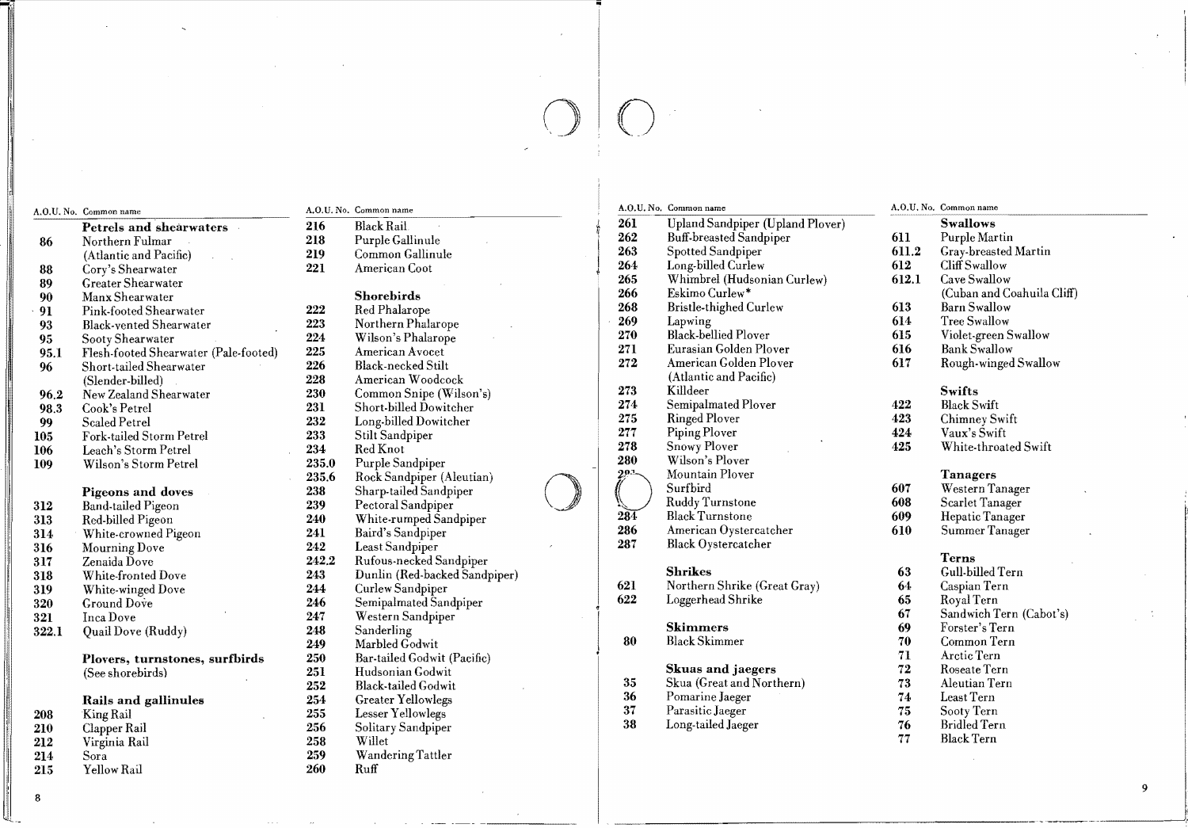| A.O.U. No. | Common name |
|---|---|
| | **Petrels and shearwaters** |
| 86 | Northern Fulmar (Atlantic and Pacific) |
| 88 | Cory's Shearwater |
| 89 | Greater Shearwater |
| 90 | Manx Shearwater |
| 91 | Pink-footed Shearwater |
| 93 | Black-vented Shearwater |
| 95 | Sooty Shearwater |
| 95.1 | Flesh-footed Shearwater (Pale-footed) |
| 96 | Short-tailed Shearwater (Slender-billed) |
| 96.2 | New Zealand Shearwater |
| 98.3 | Cook's Petrel |
| 99 | Scaled Petrel |
| 105 | Fork-tailed Storm Petrel |
| 106 | Leach's Storm Petrel |
| 109 | Wilson's Storm Petrel |
| | **Pigeons and doves** |
| 312 | Band-tailed Pigeon |
| 313 | Red-billed Pigeon |
| 314 | White-crowned Pigeon |
| 316 | Mourning Dove |
| 317 | Zenaida Dove |
| 318 | White-fronted Dove |
| 319 | White-winged Dove |
| 320 | Ground Dove |
| 321 | Inca Dove |
| 322.1 | Quail Dove (Ruddy) |
| | **Plovers, turnstones, surfbirds** (See shorebirds) |
| | **Rails and gallinules** |
| 208 | King Rail |
| 210 | Clapper Rail |
| 212 | Virginia Rail |
| 214 | Sora |
| 215 | Yellow Rail |
| 216 | Black Rail |
| 218 | Purple Gallinule |
| 219 | Common Gallinule |
| 221 | American Coot |
| | **Shorebirds** |
| 222 | Red Phalarope |
| 223 | Northern Phalarope |
| 224 | Wilson's Phalarope |
| 225 | American Avocet |
| 226 | Black-necked Stilt |
| 228 | American Woodcock |
| 230 | Common Snipe (Wilson's) |
| 231 | Short-billed Dowitcher |
| 232 | Long-billed Dowitcher |
| 233 | Stilt Sandpiper |
| 234 | Red Knot |
| 235.0 | Purple Sandpiper |
| 235.6 | Rock Sandpiper (Aleutian) |
| 238 | Sharp-tailed Sandpiper |
| 239 | Pectoral Sandpiper |
| 240 | White-rumped Sandpiper |
| 241 | Baird's Sandpiper |
| 242 | Least Sandpiper |
| 242.2 | Rufous-necked Sandpiper |
| 243 | Dunlin (Red-backed Sandpiper) |
| 244 | Curlew Sandpiper |
| 246 | Semipalmated Sandpiper |
| 247 | Western Sandpiper |
| 248 | Sanderling |
| 249 | Marbled Godwit |
| 250 | Bar-tailed Godwit (Pacific) |
| 251 | Hudsonian Godwit |
| 252 | Black-tailed Godwit |
| 254 | Greater Yellowlegs |
| 255 | Lesser Yellowlegs |
| 256 | Solitary Sandpiper |
| 258 | Willet |
| 259 | Wandering Tattler |
| 260 | Ruff |
| 261 | Upland Sandpiper (Upland Plover) |
| 262 | Buff-breasted Sandpiper |
| 263 | Spotted Sandpiper |
| 264 | Long-billed Curlew |
| 265 | Whimbrel (Hudsonian Curlew) |
| 266 | Eskimo Curlew* |
| 268 | Bristle-thighed Curlew |
| 269 | Lapwing |
| 270 | Black-bellied Plover |
| 271 | Eurasian Golden Plover |
| 272 | American Golden Plover (Atlantic and Pacific) |
| 273 | Killdeer |
| 274 | Semipalmated Plover |
| 275 | Ringed Plover |
| 277 | Piping Plover |
| 278 | Snowy Plover |
| 280 | Wilson's Plover |
| 28? | Mountain Plover |
| | Surfbird |
| | Ruddy Turnstone |
| 284 | Black Turnstone |
| 286 | American Oystercatcher |
| 287 | Black Oystercatcher |
| | **Shrikes** |
| 621 | Northern Shrike (Great Gray) |
| 622 | Loggerhead Shrike |
| | **Skimmers** |
| 80 | Black Skimmer |
| | **Skuas and jaegers** |
| 35 | Skua (Great and Northern) |
| 36 | Pomarine Jaeger |
| 37 | Parasitic Jaeger |
| 38 | Long-tailed Jaeger |
| | **Swallows** |
| 611 | Purple Martin |
| 611.2 | Gray-breasted Martin |
| 612 | Cliff Swallow |
| 612.1 | Cave Swallow (Cuban and Coahuila Cliff) |
| 613 | Barn Swallow |
| 614 | Tree Swallow |
| 615 | Violet-green Swallow |
| 616 | Bank Swallow |
| 617 | Rough-winged Swallow |
| | **Swifts** |
| 422 | Black Swift |
| 423 | Chimney Swift |
| 424 | Vaux's Swift |
| 425 | White-throated Swift |
| | **Tanagers** |
| 607 | Western Tanager |
| 608 | Scarlet Tanager |
| 609 | Hepatic Tanager |
| 610 | Summer Tanager |
| | **Terns** |
| 63 | Gull-billed Tern |
| 64 | Caspian Tern |
| 65 | Royal Tern |
| 67 | Sandwich Tern (Cabot's) |
| 69 | Forster's Tern |
| 70 | Common Tern |
| 71 | Arctic Tern |
| 72 | Roseate Tern |
| 73 | Aleutian Tern |
| 74 | Least Tern |
| 75 | Sooty Tern |
| 76 | Bridled Tern |
| 77 | Black Tern |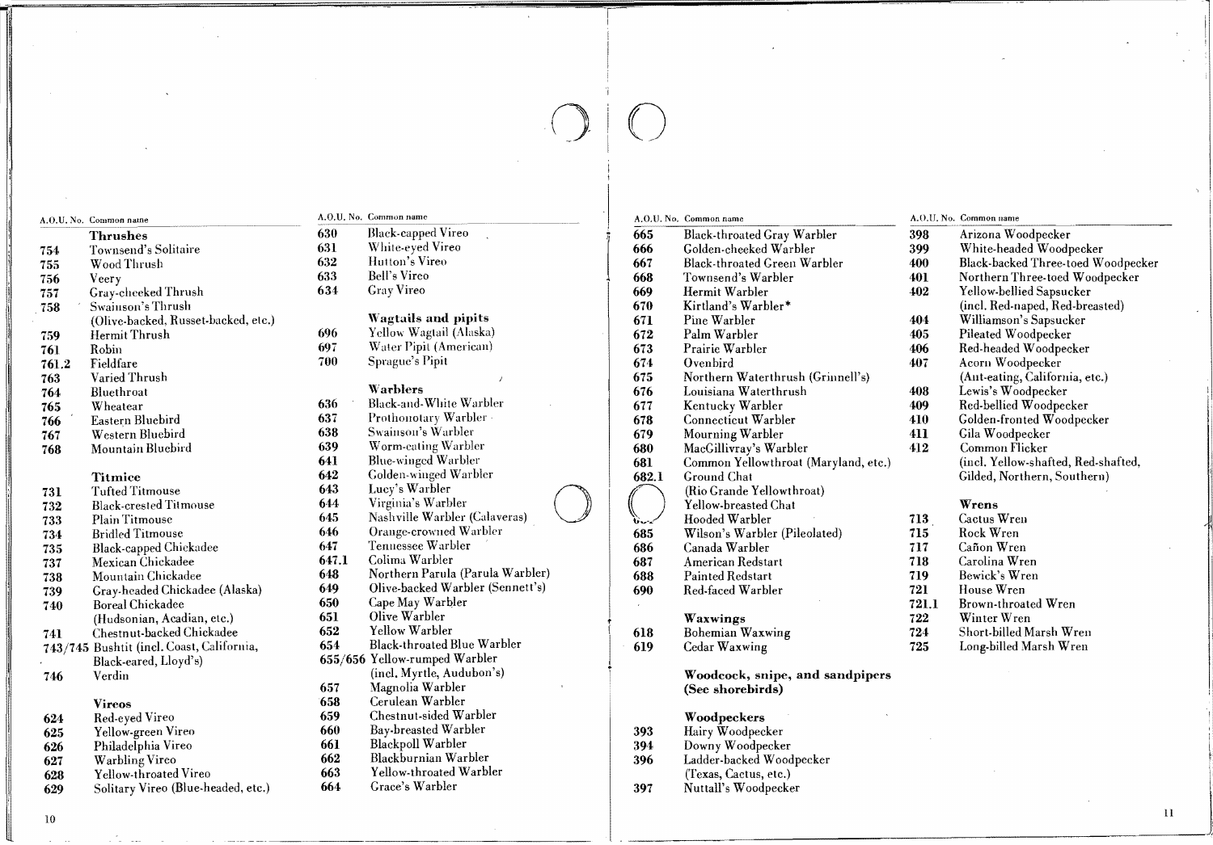| A.O.U. No. | Common name |
|---|---|
| | **Thrushes** |
| 754 | Townsend's Solitaire |
| 755 | Wood Thrush |
| 756 | Veery |
| 757 | Gray-cheeked Thrush |
| 758 | Swainson's Thrush (Olive-backed, Russet-backed, etc.) |
| 759 | Hermit Thrush |
| 761 | Robin |
| 761.2 | Fieldfare |
| 763 | Varied Thrush |
| 764 | Bluethroat |
| 765 | Wheatear |
| 766 | Eastern Bluebird |
| 767 | Western Bluebird |
| 768 | Mountain Bluebird |
| | **Titmice** |
| 731 | Tufted Titmouse |
| 732 | Black-crested Titmouse |
| 733 | Plain Titmouse |
| 734 | Bridled Titmouse |
| 735 | Black-capped Chickadee |
| 737 | Mexican Chickadee |
| 738 | Mountain Chickadee |
| 739 | Gray-headed Chickadee (Alaska) |
| 740 | Boreal Chickadee (Hudsonian, Acadian, etc.) |
| 741 | Chestnut-backed Chickadee |
| 743/745 | Bushtit (incl. Coast, California, Black-eared, Lloyd's) |
| 746 | Verdin |
| | **Vireos** |
| 624 | Red-eyed Vireo |
| 625 | Yellow-green Vireo |
| 626 | Philadelphia Vireo |
| 627 | Warbling Vireo |
| 628 | Yellow-throated Vireo |
| 629 | Solitary Vireo (Blue-headed, etc.) |
| 630 | Black-capped Vireo |
| 631 | White-eyed Vireo |
| 632 | Hutton's Vireo |
| 633 | Bell's Vireo |
| 634 | Gray Vireo |
| | **Wagtails and pipits** |
| 696 | Yellow Wagtail (Alaska) |
| 697 | Water Pipit (American) |
| 700 | Sprague's Pipit |
| | **Warblers** |
| 636 | Black-and-White Warbler |
| 637 | Prothonotary Warbler |
| 638 | Swainson's Warbler |
| 639 | Worm-eating Warbler |
| 641 | Blue-winged Warbler |
| 642 | Golden-winged Warbler |
| 643 | Lucy's Warbler |
| 644 | Virginia's Warbler |
| 645 | Nashville Warbler (Calaveras) |
| 646 | Orange-crowned Warbler |
| 647 | Tennessee Warbler |
| 647.1 | Colima Warbler |
| 648 | Northern Parula (Parula Warbler) |
| 649 | Olive-backed Warbler (Sennett's) |
| 650 | Cape May Warbler |
| 651 | Olive Warbler |
| 652 | Yellow Warbler |
| 654 | Black-throated Blue Warbler |
| 655/656 | Yellow-rumped Warbler (incl. Myrtle, Audubon's) |
| 657 | Magnolia Warbler |
| 658 | Cerulean Warbler |
| 659 | Chestnut-sided Warbler |
| 660 | Bay-breasted Warbler |
| 661 | Blackpoll Warbler |
| 662 | Blackburnian Warbler |
| 663 | Yellow-throated Warbler |
| 664 | Grace's Warbler |
| 665 | Black-throated Gray Warbler |
| 666 | Golden-cheeked Warbler |
| 667 | Black-throated Green Warbler |
| 668 | Townsend's Warbler |
| 669 | Hermit Warbler |
| 670 | Kirtland's Warbler* |
| 671 | Pine Warbler |
| 672 | Palm Warbler |
| 673 | Prairie Warbler |
| 674 | Ovenbird |
| 675 | Northern Waterthrush (Grinnell's) |
| 676 | Louisiana Waterthrush |
| 677 | Kentucky Warbler |
| 678 | Connecticut Warbler |
| 679 | Mourning Warbler |
| 680 | MacGillivray's Warbler |
| 681 | Common Yellowthroat (Maryland, etc.) |
| 682.1 | Ground Chat (Rio Grande Yellowthroat) |
| | Yellow-breasted Chat |
| | Hooded Warbler |
| 685 | Wilson's Warbler (Pileolated) |
| 686 | Canada Warbler |
| 687 | American Redstart |
| 688 | Painted Redstart |
| 690 | Red-faced Warbler |
| | **Waxwings** |
| 618 | Bohemian Waxwing |
| 619 | Cedar Waxwing |
| | **Woodcock, snipe, and sandpipers (See shorebirds)** |
| | **Woodpeckers** |
| 393 | Hairy Woodpecker |
| 394 | Downy Woodpecker |
| 396 | Ladder-backed Woodpecker (Texas, Cactus, etc.) |
| 397 | Nuttall's Woodpecker |
| 398 | Arizona Woodpecker |
| 399 | White-headed Woodpecker |
| 400 | Black-backed Three-toed Woodpecker |
| 401 | Northern Three-toed Woodpecker |
| 402 | Yellow-bellied Sapsucker (incl. Red-naped, Red-breasted) |
| 404 | Williamson's Sapsucker |
| 405 | Pileated Woodpecker |
| 406 | Red-headed Woodpecker |
| 407 | Acorn Woodpecker (Ant-eating, California, etc.) |
| 408 | Lewis's Woodpecker |
| 409 | Red-bellied Woodpecker |
| 410 | Golden-fronted Woodpecker |
| 411 | Gila Woodpecker |
| 412 | Common Flicker (incl. Yellow-shafted, Red-shafted, Gilded, Northern, Southern) |
| | **Wrens** |
| 713 | Cactus Wren |
| 715 | Rock Wren |
| 717 | Cañon Wren |
| 718 | Carolina Wren |
| 719 | Bewick's Wren |
| 721 | House Wren |
| 721.1 | Brown-throated Wren |
| 722 | Winter Wren |
| 724 | Short-billed Marsh Wren |
| 725 | Long-billed Marsh Wren |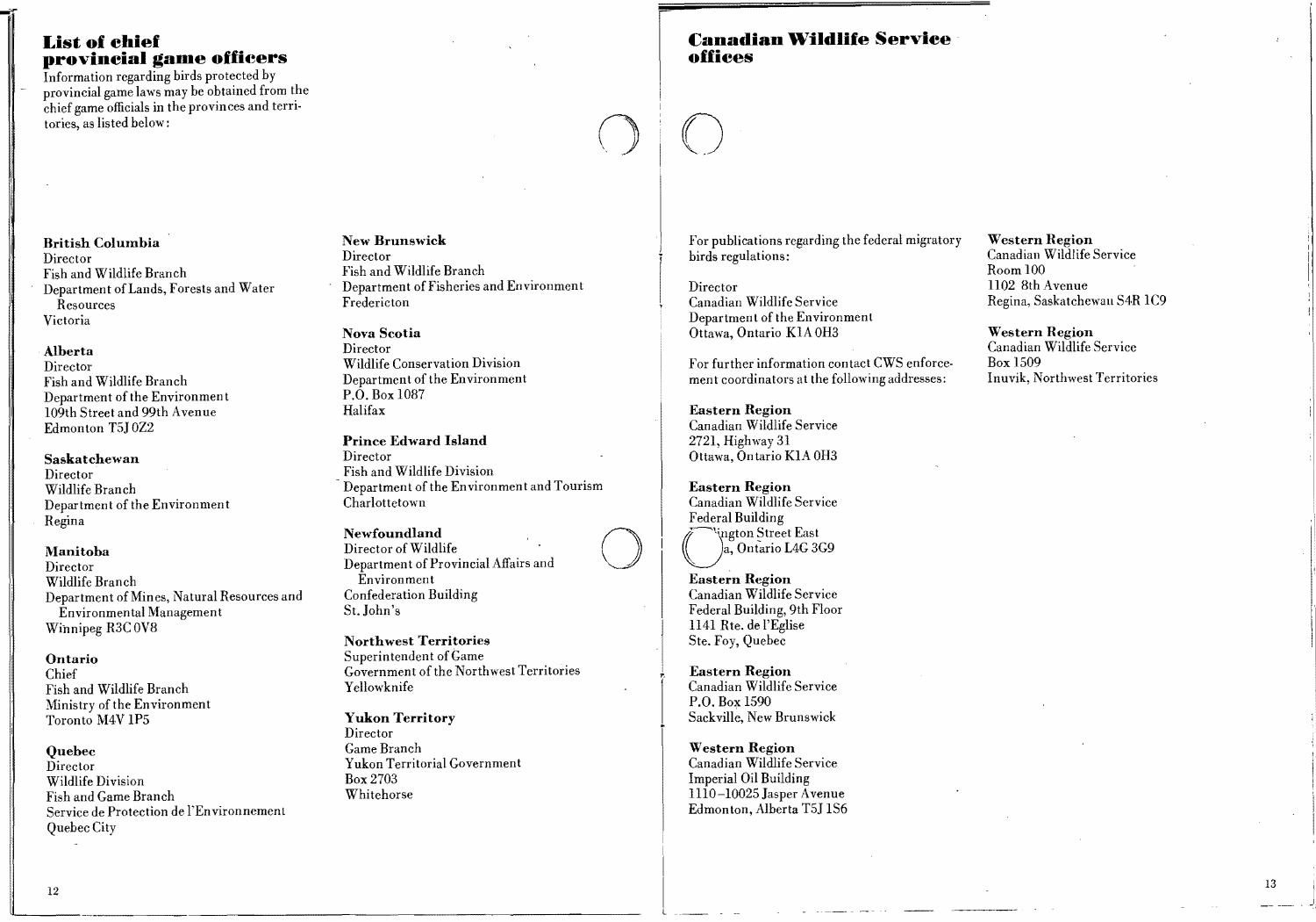# List of chief provincial game officers

Information regarding birds protected by provincial game laws may be obtained from the chief game officials in the provinces and territories, as listed below:

**British Columbia**
Director
Fish and Wildlife Branch
Department of Lands, Forests and Water Resources
Victoria

**Alberta**
Director
Fish and Wildlife Branch
Department of the Environment
109th Street and 99th Avenue
Edmonton T5J 0Z2

**Saskatchewan**
Director
Wildlife Branch
Department of the Environment
Regina

**Manitoba**
Director
Wildlife Branch
Department of Mines, Natural Resources and Environmental Management
Winnipeg R3C 0V8

**Ontario**
Chief
Fish and Wildlife Branch
Ministry of the Environment
Toronto M4V 1P5

**Quebec**
Director
Wildlife Division
Fish and Game Branch
Service de Protection de l'Environnement
Quebec City

**New Brunswick**
Director
Fish and Wildlife Branch
Department of Fisheries and Environment
Fredericton

**Nova Scotia**
Director
Wildlife Conservation Division
Department of the Environment
P.O. Box 1087
Halifax

**Prince Edward Island**
Director
Fish and Wildlife Division
Department of the Environment and Tourism
Charlottetown

**Newfoundland**
Director of Wildlife
Department of Provincial Affairs and Environment
Confederation Building
St. John's

**Northwest Territories**
Superintendent of Game
Government of the Northwest Territories
Yellowknife

**Yukon Territory**
Director
Game Branch
Yukon Territorial Government
Box 2703
Whitehorse

# Canadian Wildlife Service offices

For publications regarding the federal migratory birds regulations:

Director
Canadian Wildlife Service
Department of the Environment
Ottawa, Ontario K1A 0H3

For further information contact CWS enforcement coordinators at the following addresses:

**Eastern Region**
Canadian Wildlife Service
2721, Highway 31
Ottawa, Ontario K1A 0H3

**Eastern Region**
Canadian Wildlife Service
Federal Building
...ngton Street East
...a, Ontario L4G 3G9

**Eastern Region**
Canadian Wildlife Service
Federal Building, 9th Floor
1141 Rte. de l'Eglise
Ste. Foy, Quebec

**Eastern Region**
Canadian Wildlife Service
P.O. Box 1590
Sackville, New Brunswick

**Western Region**
Canadian Wildlife Service
Imperial Oil Building
1110–10025 Jasper Avenue
Edmonton, Alberta T5J 1S6

**Western Region**
Canadian Wildlife Service
Room 100
1102 8th Avenue
Regina, Saskatchewan S4R 1C9

**Western Region**
Canadian Wildlife Service
Box 1509
Inuvik, Northwest Territories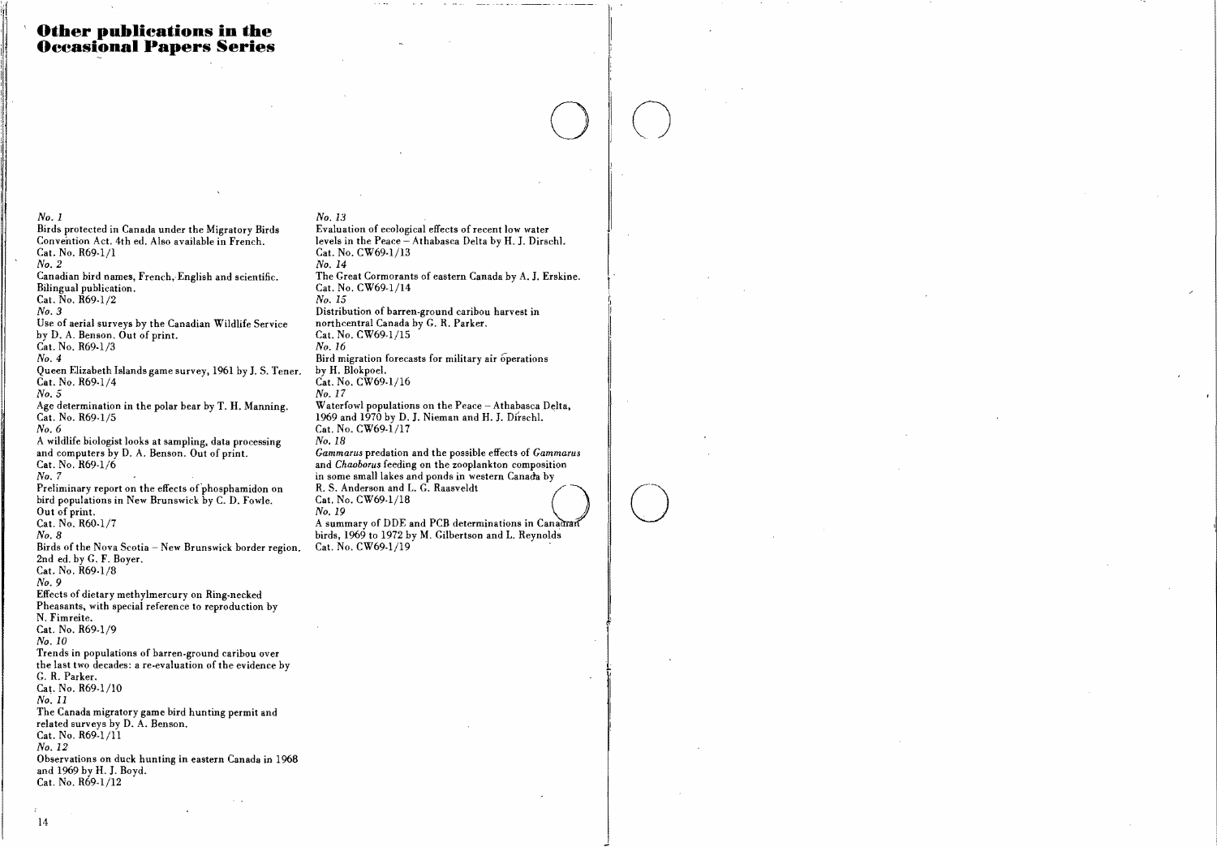# Other publications in the Occasional Papers Series

*No. 1*
Birds protected in Canada under the Migratory Birds Convention Act. 4th ed. Also available in French.
Cat. No. R69-1/1

*No. 2*
Canadian bird names, French, English and scientific. Bilingual publication.
Cat. No. R69-1/2

*No. 3*
Use of aerial surveys by the Canadian Wildlife Service by D. A. Benson. Out of print.
Cat. No. R69-1/3

*No. 4*
Queen Elizabeth Islands game survey, 1961 by J. S. Tener.
Cat. No. R69-1/4

*No. 5*
Age determination in the polar bear by T. H. Manning.
Cat. No. R69-1/5

*No. 6*
A wildlife biologist looks at sampling, data processing and computers by D. A. Benson. Out of print.
Cat. No. R69-1/6

*No. 7*
Preliminary report on the effects of phosphamidon on bird populations in New Brunswick by C. D. Fowle. Out of print.
Cat. No. R60-1/7

*No. 8*
Birds of the Nova Scotia – New Brunswick border region. 2nd ed. by G. F. Boyer.
Cat. No. R69-1/8

*No. 9*
Effects of dietary methylmercury on Ring-necked Pheasants, with special reference to reproduction by N. Fimreite.
Cat. No. R69-1/9

*No. 10*
Trends in populations of barren-ground caribou over the last two decades: a re-evaluation of the evidence by G. R. Parker.
Cat. No. R69-1/10

*No. 11*
The Canada migratory game bird hunting permit and related surveys by D. A. Benson.
Cat. No. R69-1/11

*No. 12*
Observations on duck hunting in eastern Canada in 1968 and 1969 by H. J. Boyd.
Cat. No. R69-1/12

*No. 13*
Evaluation of ecological effects of recent low water levels in the Peace – Athabasca Delta by H. J. Dirschl.
Cat. No. CW69-1/13

*No. 14*
The Great Cormorants of eastern Canada by A. J. Erskine.
Cat. No. CW69-1/14

*No. 15*
Distribution of barren-ground caribou harvest in northcentral Canada by G. R. Parker.
Cat. No. CW69-1/15

*No. 16*
Bird migration forecasts for military air operations by H. Blokpoel.
Cat. No. CW69-1/16

*No. 17*
Waterfowl populations on the Peace – Athabasca Delta, 1969 and 1970 by D. J. Nieman and H. J. Dirschl.
Cat. No. CW69-1/17

*No. 18*
*Gammarus* predation and the possible effects of *Gammarus* and *Chaoborus* feeding on the zooplankton composition in some small lakes and ponds in western Canada by R. S. Anderson and L. G. Raasveldt
Cat. No. CW69-1/18

*No. 19*
A summary of DDE and PCB determinations in Canadian birds, 1969 to 1972 by M. Gilbertson and L. Reynolds
Cat. No. CW69-1/19